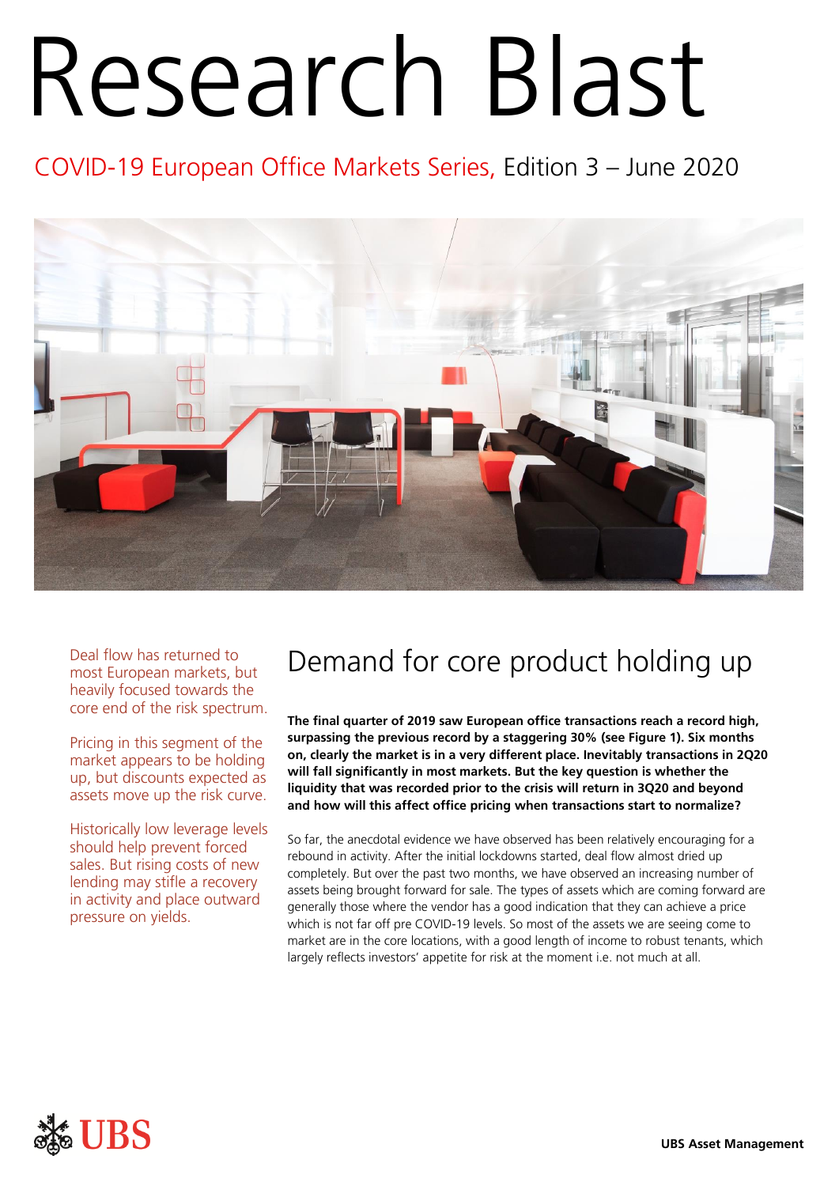# Research Blast

COVID-19 European Office Markets Series, Edition 3 – June 2020

Deal flow has returned to most European markets, but heavily focused towards the core end of the risk spectrum.

Pricing in this segment of the market appears to be holding up, but discounts expected as assets move up the risk curve.

Historically low leverage levels should help prevent forced sales. But rising costs of new lending may stifle a recovery in activity and place outward pressure on yields.

## Demand for core product holding up

**The final quarter of 2019 saw European office transactions reach a record high, surpassing the previous record by a staggering 30% (see Figure 1). Six months on, clearly the market is in a very different place. Inevitably transactions in 2Q20 will fall significantly in most markets. But the key question is whether the liquidity that was recorded prior to the crisis will return in 3Q20 and beyond and how will this affect office pricing when transactions start to normalize?**

So far, the anecdotal evidence we have observed has been relatively encouraging for a rebound in activity. After the initial lockdowns started, deal flow almost dried up completely. But over the past two months, we have observed an increasing number of assets being brought forward for sale. The types of assets which are coming forward are generally those where the vendor has a good indication that they can achieve a price which is not far off pre COVID-19 levels. So most of the assets we are seeing come to market are in the core locations, with a good length of income to robust tenants, which largely reflects investors' appetite for risk at the moment i.e. not much at all.

UBS Asset Management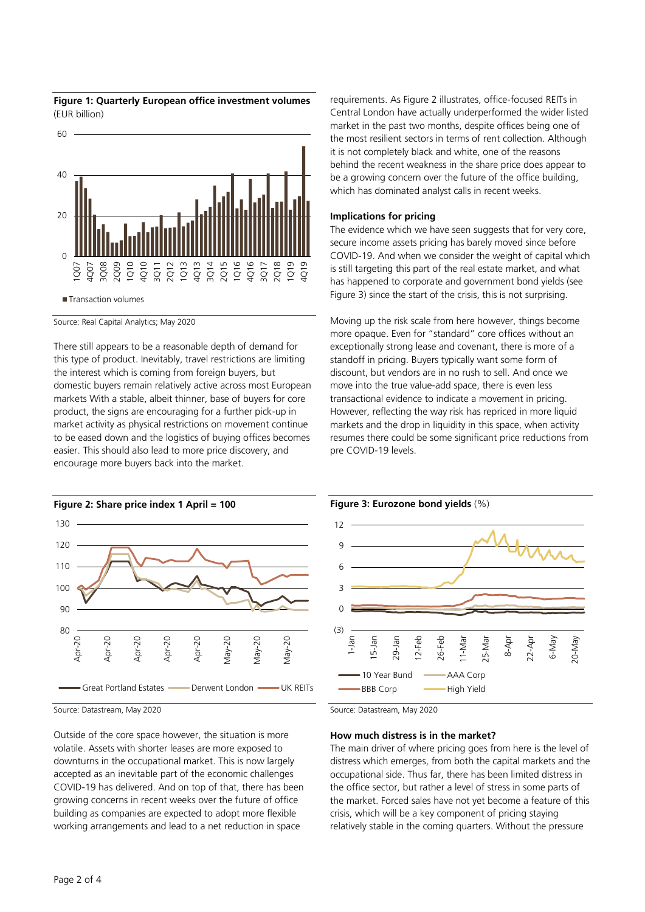**Figure 1: Quarterly European office investment volumes** (EUR billion)

Source: Real Capital Analytics; May 2020

There still appears to be a reasonable depth of demand for this type of product. Inevitably, travel restrictions are limiting the interest which is coming from foreign buyers, but domestic buyers remain relatively active across most European markets With a stable, albeit thinner, base of buyers for core product, the signs are encouraging for a further pick-up in market activity as physical restrictions on movement continue to be eased down and the logistics of buying offices becomes easier. This should also lead to more price discovery, and encourage more buyers back into the market.

**Figure 2: Share price index 1 April = 100**

Source: Datastream, May 2020

Outside of the core space however, the situation is more volatile. Assets with shorter leases are more exposed to downturns in the occupational market. This is now largely accepted as an inevitable part of the economic challenges COVID-19 has delivered. And on top of that, there has been growing concerns in recent weeks over the future of office building as companies are expected to adopt more flexible working arrangements and lead to a net reduction in space requirements. As Figure 2 illustrates, office-focused REITs in Central London have actually underperformed the wider listed market in the past two months, despite offices being one of the most resilient sectors in terms of rent collection. Although it is not completely black and white, one of the reasons behind the recent weakness in the share price does appear to be a growing concern over the future of the office building, which has dominated analyst calls in recent weeks.

### Implications for pricing

The evidence which we have seen suggests that for very core, secure income assets pricing has barely moved since before COVID-19. And when we consider the weight of capital which is still targeting this part of the real estate market, and what has happened to corporate and government bond yields (see Figure 3) since the start of the crisis, this is not surprising.

Moving up the risk scale from here however, things become more opaque. Even for "standard" core offices without an exceptionally strong lease and covenant, there is more of a standoff in pricing. Buyers typically want some form of discount, but vendors are in no rush to sell. And once we move into the true value-add space, there is even less transactional evidence to indicate a movement in pricing. However, reflecting the way risk has repriced in more liquid markets and the drop in liquidity in this space, when activity resumes there could be some significant price reductions from pre COVID-19 levels.

**Figure 3: Eurozone bond yields** (%)

Source: Datastream, May 2020

### How much distress is in the market?

The main driver of where pricing goes from here is the level of distress which emerges, from both the capital markets and the occupational side. Thus far, there has been limited distress in the office sector, but rather a level of stress in some parts of the market. Forced sales have not yet become a feature of this crisis, which will be a key component of pricing staying relatively stable in the coming quarters. Without the pressure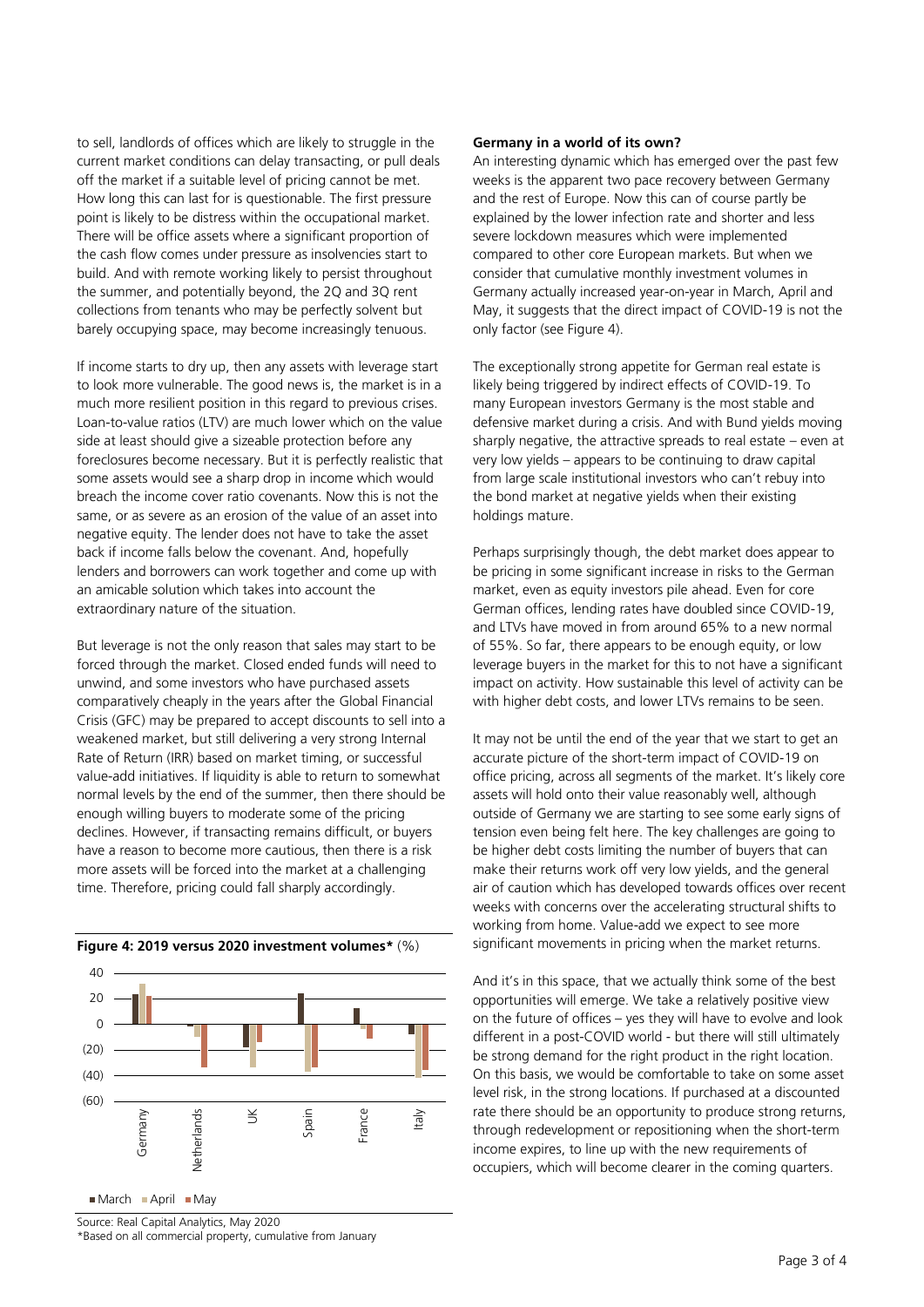to sell, landlords of offices which are likely to struggle in the current market conditions can delay transacting, or pull deals off the market if a suitable level of pricing cannot be met. How long this can last for is questionable. The first pressure point is likely to be distress within the occupational market. There will be office assets where a significant proportion of the cash flow comes under pressure as insolvencies start to build. And with remote working likely to persist throughout the summer, and potentially beyond, the 2Q and 3Q rent collections from tenants who may be perfectly solvent but barely occupying space, may become increasingly tenuous.

If income starts to dry up, then any assets with leverage start to look more vulnerable. The good news is, the market is in a much more resilient position in this regard to previous crises. Loan-to-value ratios (LTV) are much lower which on the value side at least should give a sizeable protection before any foreclosures become necessary. But it is perfectly realistic that some assets would see a sharp drop in income which would breach the income cover ratio covenants. Now this is not the same, or as severe as an erosion of the value of an asset into negative equity. The lender does not have to take the asset back if income falls below the covenant. And, hopefully lenders and borrowers can work together and come up with an amicable solution which takes into account the extraordinary nature of the situation.

But leverage is not the only reason that sales may start to be forced through the market. Closed ended funds will need to unwind, and some investors who have purchased assets comparatively cheaply in the years after the Global Financial Crisis (GFC) may be prepared to accept discounts to sell into a weakened market, but still delivering a very strong Internal Rate of Return (IRR) based on market timing, or successful value-add initiatives. If liquidity is able to return to somewhat normal levels by the end of the summer, then there should be enough willing buyers to moderate some of the pricing declines. However, if transacting remains difficult, or buyers have a reason to become more cautious, then there is a risk more assets will be forced into the market at a challenging time. Therefore, pricing could fall sharply accordingly.

**Figure 4: 2019 versus 2020 investment volumes*** (%)

Source: Real Capital Analytics, May 2020
*Based on all commercial property, cumulative from January

### Germany in a world of its own?

An interesting dynamic which has emerged over the past few weeks is the apparent two pace recovery between Germany and the rest of Europe. Now this can of course partly be explained by the lower infection rate and shorter and less severe lockdown measures which were implemented compared to other core European markets. But when we consider that cumulative monthly investment volumes in Germany actually increased year-on-year in March, April and May, it suggests that the direct impact of COVID-19 is not the only factor (see Figure 4).

The exceptionally strong appetite for German real estate is likely being triggered by indirect effects of COVID-19. To many European investors Germany is the most stable and defensive market during a crisis. And with Bund yields moving sharply negative, the attractive spreads to real estate – even at very low yields – appears to be continuing to draw capital from large scale institutional investors who can't rebuy into the bond market at negative yields when their existing holdings mature.

Perhaps surprisingly though, the debt market does appear to be pricing in some significant increase in risks to the German market, even as equity investors pile ahead. Even for core German offices, lending rates have doubled since COVID-19, and LTVs have moved in from around 65% to a new normal of 55%. So far, there appears to be enough equity, or low leverage buyers in the market for this to not have a significant impact on activity. How sustainable this level of activity can be with higher debt costs, and lower LTVs remains to be seen.

It may not be until the end of the year that we start to get an accurate picture of the short-term impact of COVID-19 on office pricing, across all segments of the market. It's likely core assets will hold onto their value reasonably well, although outside of Germany we are starting to see some early signs of tension even being felt here. The key challenges are going to be higher debt costs limiting the number of buyers that can make their returns work off very low yields, and the general air of caution which has developed towards offices over recent weeks with concerns over the accelerating structural shifts to working from home. Value-add we expect to see more significant movements in pricing when the market returns.

And it's in this space, that we actually think some of the best opportunities will emerge. We take a relatively positive view on the future of offices – yes they will have to evolve and look different in a post-COVID world - but there will still ultimately be strong demand for the right product in the right location. On this basis, we would be comfortable to take on some asset level risk, in the strong locations. If purchased at a discounted rate there should be an opportunity to produce strong returns, through redevelopment or repositioning when the short-term income expires, to line up with the new requirements of occupiers, which will become clearer in the coming quarters.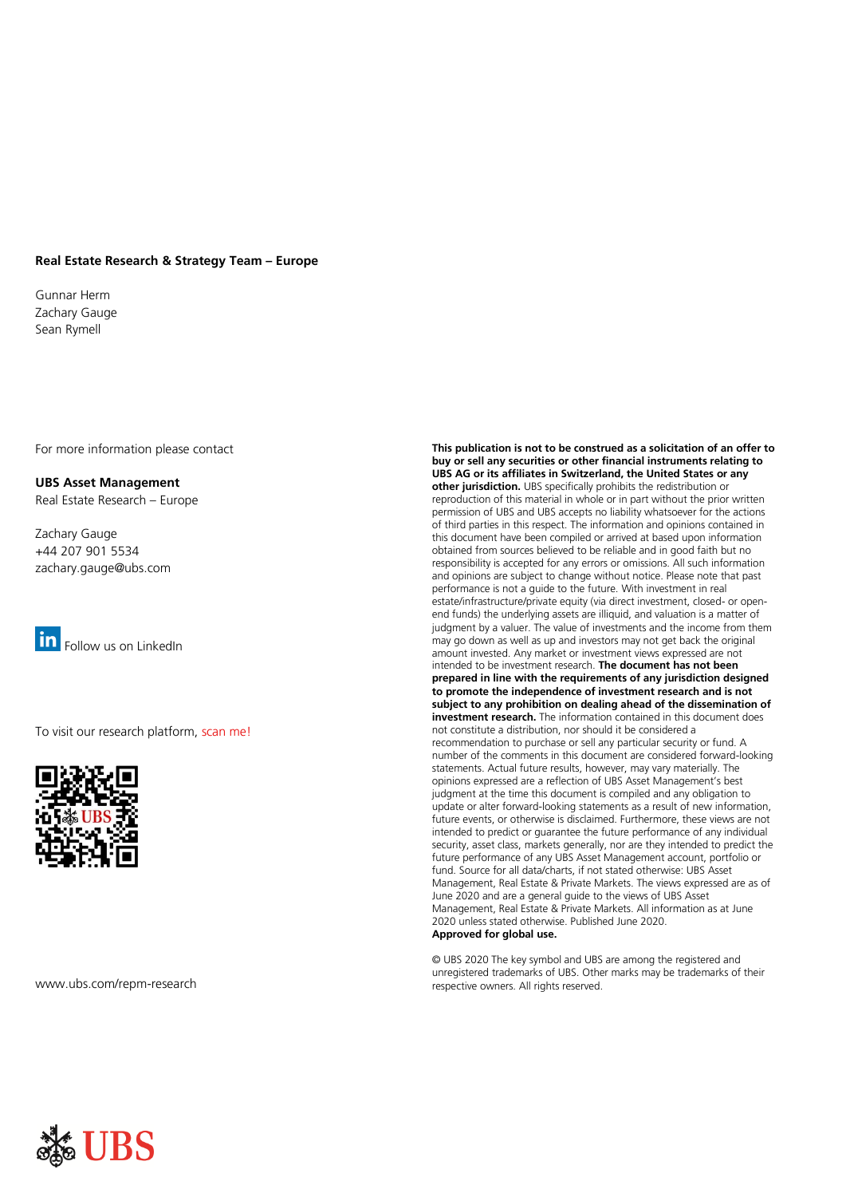**Real Estate Research & Strategy Team – Europe**

Gunnar Herm
Zachary Gauge
Sean Rymell

For more information please contact

**UBS Asset Management**
Real Estate Research – Europe

Zachary Gauge
+44 207 901 5534
zachary.gauge@ubs.com

Follow us on LinkedIn

To visit our research platform, scan me!

www.ubs.com/repm-research

**This publication is not to be construed as a solicitation of an offer to buy or sell any securities or other financial instruments relating to UBS AG or its affiliates in Switzerland, the United States or any other jurisdiction.** UBS specifically prohibits the redistribution or reproduction of this material in whole or in part without the prior written permission of UBS and UBS accepts no liability whatsoever for the actions of third parties in this respect. The information and opinions contained in this document have been compiled or arrived at based upon information obtained from sources believed to be reliable and in good faith but no responsibility is accepted for any errors or omissions. All such information and opinions are subject to change without notice. Please note that past performance is not a guide to the future. With investment in real estate/infrastructure/private equity (via direct investment, closed- or open-end funds) the underlying assets are illiquid, and valuation is a matter of judgment by a valuer. The value of investments and the income from them may go down as well as up and investors may not get back the original amount invested. Any market or investment views expressed are not intended to be investment research. **The document has not been prepared in line with the requirements of any jurisdiction designed to promote the independence of investment research and is not subject to any prohibition on dealing ahead of the dissemination of investment research.** The information contained in this document does not constitute a distribution, nor should it be considered a recommendation to purchase or sell any particular security or fund. A number of the comments in this document are considered forward-looking statements. Actual future results, however, may vary materially. The opinions expressed are a reflection of UBS Asset Management's best judgment at the time this document is compiled and any obligation to update or alter forward-looking statements as a result of new information, future events, or otherwise is disclaimed. Furthermore, these views are not intended to predict or guarantee the future performance of any individual security, asset class, markets generally, nor are they intended to predict the future performance of any UBS Asset Management account, portfolio or fund. Source for all data/charts, if not stated otherwise: UBS Asset Management, Real Estate & Private Markets. The views expressed are as of June 2020 and are a general guide to the views of UBS Asset Management, Real Estate & Private Markets. All information as at June 2020 unless stated otherwise. Published June 2020.
**Approved for global use.**

© UBS 2020 The key symbol and UBS are among the registered and unregistered trademarks of UBS. Other marks may be trademarks of their respective owners. All rights reserved.